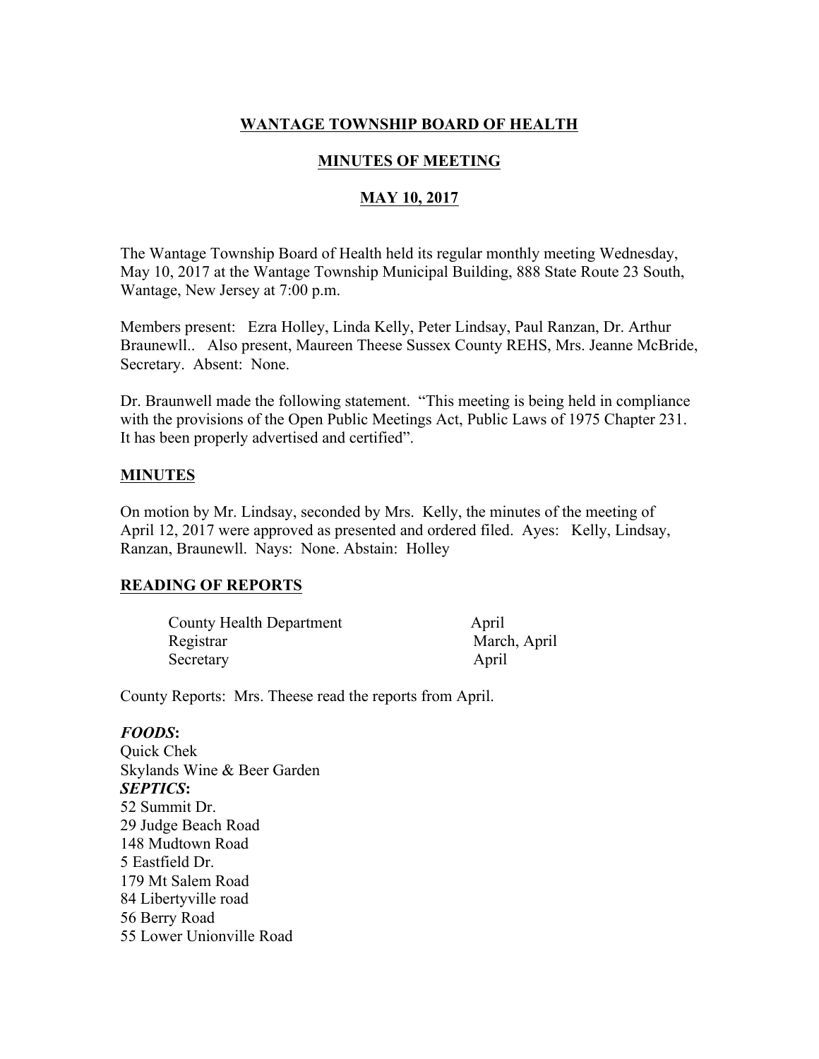## WANTAGE TOWNSHIP BOARD OF HEALTH

## MINUTES OF MEETING

## MAY 10, 2017

The Wantage Township Board of Health held its regular monthly meeting Wednesday, May 10, 2017 at the Wantage Township Municipal Building, 888 State Route 23 South, Wantage, New Jersey at 7:00 p.m.

Members present: Ezra Holley, Linda Kelly, Peter Lindsay, Paul Ranzan, Dr. Arthur Braunewll.. Also present, Maureen Theese Sussex County REHS, Mrs. Jeanne McBride, Secretary. Absent: None.

Dr. Braunwell made the following statement. "This meeting is being held in compliance with the provisions of the Open Public Meetings Act, Public Laws of 1975 Chapter 231. It has been properly advertised and certified".

**MINUTES**

On motion by Mr. Lindsay, seconded by Mrs. Kelly, the minutes of the meeting of April 12, 2017 were approved as presented and ordered filed. Ayes: Kelly, Lindsay, Ranzan, Braunewll. Nays: None. Abstain: Holley

**READING OF REPORTS**

| | |
|---|---|
| County Health Department | April |
| Registrar | March, April |
| Secretary | April |

County Reports: Mrs. Theese read the reports from April.

***FOODS*:**
Quick Chek
Skylands Wine & Beer Garden
***SEPTICS*:**
52 Summit Dr.
29 Judge Beach Road
148 Mudtown Road
5 Eastfield Dr.
179 Mt Salem Road
84 Libertyville road
56 Berry Road
55 Lower Unionville Road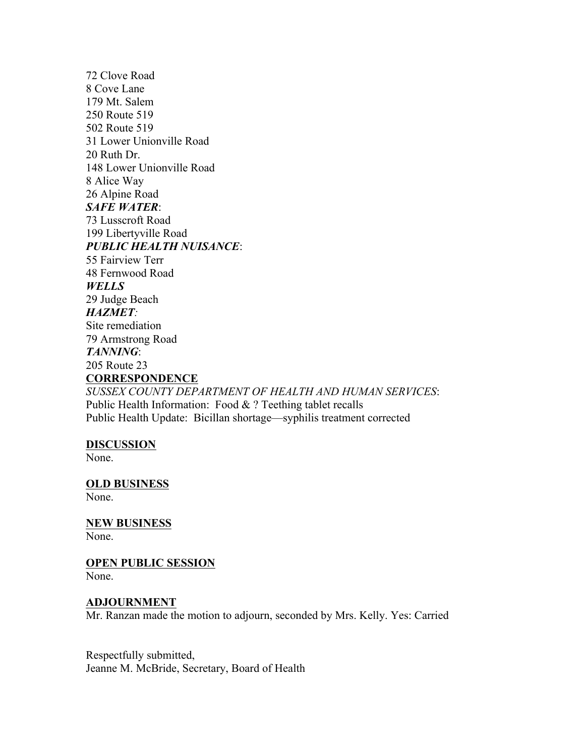72 Clove Road
8 Cove Lane
179 Mt. Salem
250 Route 519
502 Route 519
31 Lower Unionville Road
20 Ruth Dr.
148 Lower Unionville Road
8 Alice Way
26 Alpine Road

***SAFE WATER***:
73 Lusscroft Road
199 Libertyville Road

***PUBLIC HEALTH NUISANCE***:
55 Fairview Terr
48 Fernwood Road

***WELLS***
29 Judge Beach

***HAZMET:***
Site remediation
79 Armstrong Road

***TANNING***:
205 Route 23

**CORRESPONDENCE**

*SUSSEX COUNTY DEPARTMENT OF HEALTH AND HUMAN SERVICES*:
Public Health Information: Food & ? Teething tablet recalls
Public Health Update: Bicillan shortage—syphilis treatment corrected

**DISCUSSION**

None.

**OLD BUSINESS**

None.

**NEW BUSINESS**

None.

**OPEN PUBLIC SESSION**

None.

**ADJOURNMENT**

Mr. Ranzan made the motion to adjourn, seconded by Mrs. Kelly. Yes: Carried

Respectfully submitted,
Jeanne M. McBride, Secretary, Board of Health